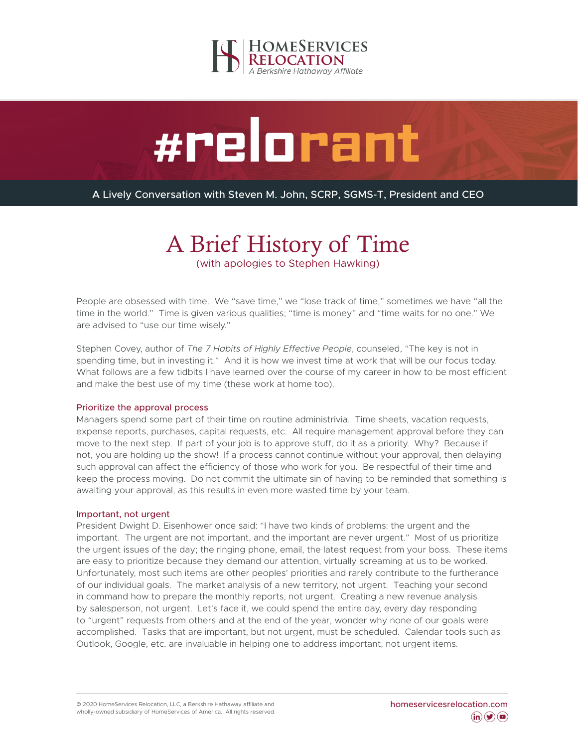HOMESERVICES RELOCATION
*A Berkshire Hathaway Affiliate*

# #relorant

A Lively Conversation with Steven M. John, SCRP, SGMS-T, President and CEO

## A Brief History of Time

(with apologies to Stephen Hawking)

People are obsessed with time. We "save time," we "lose track of time," sometimes we have "all the time in the world." Time is given various qualities; "time is money" and "time waits for no one." We are advised to "use our time wisely."

Stephen Covey, author of *The 7 Habits of Highly Effective People*, counseled, "The key is not in spending time, but in investing it." And it is how we invest time at work that will be our focus today. What follows are a few tidbits I have learned over the course of my career in how to be most efficient and make the best use of my time (these work at home too).

### Prioritize the approval process

Managers spend some part of their time on routine administrivia. Time sheets, vacation requests, expense reports, purchases, capital requests, etc. All require management approval before they can move to the next step. If part of your job is to approve stuff, do it as a priority. Why? Because if not, you are holding up the show! If a process cannot continue without your approval, then delaying such approval can affect the efficiency of those who work for you. Be respectful of their time and keep the process moving. Do not commit the ultimate sin of having to be reminded that something is awaiting your approval, as this results in even more wasted time by your team.

### Important, not urgent

President Dwight D. Eisenhower once said: "I have two kinds of problems: the urgent and the important. The urgent are not important, and the important are never urgent." Most of us prioritize the urgent issues of the day; the ringing phone, email, the latest request from your boss. These items are easy to prioritize because they demand our attention, virtually screaming at us to be worked. Unfortunately, most such items are other peoples' priorities and rarely contribute to the furtherance of our individual goals. The market analysis of a new territory, not urgent. Teaching your second in command how to prepare the monthly reports, not urgent. Creating a new revenue analysis by salesperson, not urgent. Let's face it, we could spend the entire day, every day responding to "urgent" requests from others and at the end of the year, wonder why none of our goals were accomplished. Tasks that are important, but not urgent, must be scheduled. Calendar tools such as Outlook, Google, etc. are invaluable in helping one to address important, not urgent items.

© 2020 HomeServices Relocation, LLC, a Berkshire Hathaway affiliate and wholly-owned subsidiary of HomeServices of America. All rights reserved.

homeservicesrelocation.com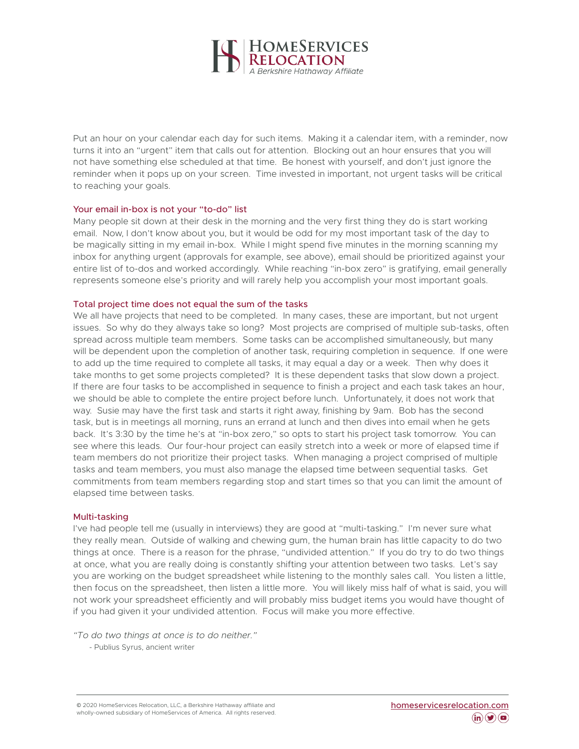Put an hour on your calendar each day for such items. Making it a calendar item, with a reminder, now turns it into an "urgent" item that calls out for attention. Blocking out an hour ensures that you will not have something else scheduled at that time. Be honest with yourself, and don't just ignore the reminder when it pops up on your screen. Time invested in important, not urgent tasks will be critical to reaching your goals.

### Your email in-box is not your "to-do" list

Many people sit down at their desk in the morning and the very first thing they do is start working email. Now, I don't know about you, but it would be odd for my most important task of the day to be magically sitting in my email in-box. While I might spend five minutes in the morning scanning my inbox for anything urgent (approvals for example, see above), email should be prioritized against your entire list of to-dos and worked accordingly. While reaching "in-box zero" is gratifying, email generally represents someone else's priority and will rarely help you accomplish your most important goals.

### Total project time does not equal the sum of the tasks

We all have projects that need to be completed. In many cases, these are important, but not urgent issues. So why do they always take so long? Most projects are comprised of multiple sub-tasks, often spread across multiple team members. Some tasks can be accomplished simultaneously, but many will be dependent upon the completion of another task, requiring completion in sequence. If one were to add up the time required to complete all tasks, it may equal a day or a week. Then why does it take months to get some projects completed? It is these dependent tasks that slow down a project. If there are four tasks to be accomplished in sequence to finish a project and each task takes an hour, we should be able to complete the entire project before lunch. Unfortunately, it does not work that way. Susie may have the first task and starts it right away, finishing by 9am. Bob has the second task, but is in meetings all morning, runs an errand at lunch and then dives into email when he gets back. It's 3:30 by the time he's at "in-box zero," so opts to start his project task tomorrow. You can see where this leads. Our four-hour project can easily stretch into a week or more of elapsed time if team members do not prioritize their project tasks. When managing a project comprised of multiple tasks and team members, you must also manage the elapsed time between sequential tasks. Get commitments from team members regarding stop and start times so that you can limit the amount of elapsed time between tasks.

### Multi-tasking

I've had people tell me (usually in interviews) they are good at "multi-tasking." I'm never sure what they really mean. Outside of walking and chewing gum, the human brain has little capacity to do two things at once. There is a reason for the phrase, "undivided attention." If you do try to do two things at once, what you are really doing is constantly shifting your attention between two tasks. Let's say you are working on the budget spreadsheet while listening to the monthly sales call. You listen a little, then focus on the spreadsheet, then listen a little more. You will likely miss half of what is said, you will not work your spreadsheet efficiently and will probably miss budget items you would have thought of if you had given it your undivided attention. Focus will make you more effective.

*"To do two things at once is to do neither."*

- Publius Syrus, ancient writer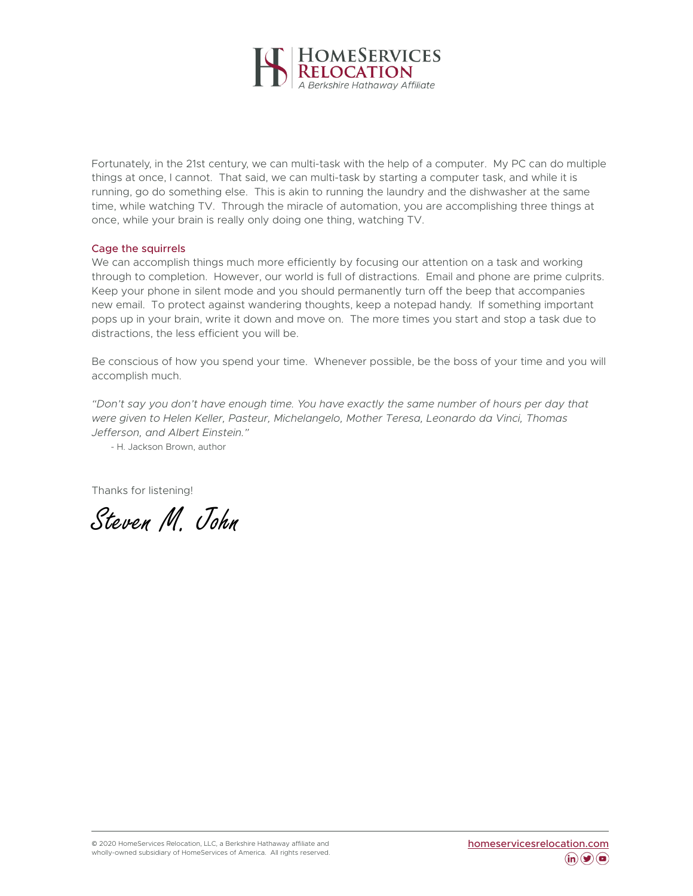Fortunately, in the 21st century, we can multi-task with the help of a computer.  My PC can do multiple things at once, I cannot.  That said, we can multi-task by starting a computer task, and while it is running, go do something else.  This is akin to running the laundry and the dishwasher at the same time, while watching TV.  Through the miracle of automation, you are accomplishing three things at once, while your brain is really only doing one thing, watching TV.

### Cage the squirrels

We can accomplish things much more efficiently by focusing our attention on a task and working through to completion.  However, our world is full of distractions.  Email and phone are prime culprits.  Keep your phone in silent mode and you should permanently turn off the beep that accompanies new email.  To protect against wandering thoughts, keep a notepad handy.  If something important pops up in your brain, write it down and move on.  The more times you start and stop a task due to distractions, the less efficient you will be.

Be conscious of how you spend your time.  Whenever possible, be the boss of your time and you will accomplish much.

*"Don't say you don't have enough time. You have exactly the same number of hours per day that were given to Helen Keller, Pasteur, Michelangelo, Mother Teresa, Leonardo da Vinci, Thomas Jefferson, and Albert Einstein."*

- H. Jackson Brown, author

Thanks for listening!

Steven M. John

© 2020 HomeServices Relocation, LLC, a Berkshire Hathaway affiliate and wholly-owned subsidiary of HomeServices of America.  All rights reserved.

homeservicesrelocation.com